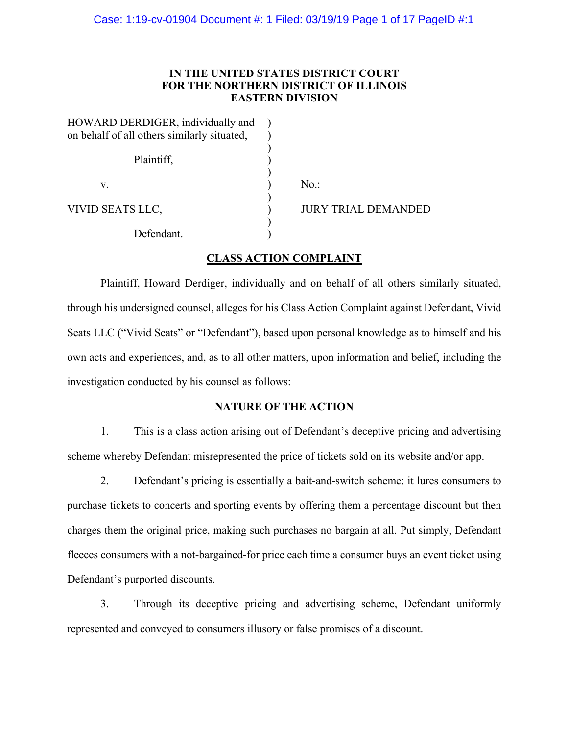**IN THE UNITED STATES DISTRICT COURT**
**FOR THE NORTHERN DISTRICT OF ILLINOIS**
**EASTERN DIVISION**

| | | |
|---|---|---|
| HOWARD DERDIGER, individually and on behalf of all others similarly situated, | ) | |
| Plaintiff, | ) | |
| v. | ) | No.: |
| VIVID SEATS LLC, | ) | JURY TRIAL DEMANDED |
| Defendant. | ) | |

## CLASS ACTION COMPLAINT

Plaintiff, Howard Derdiger, individually and on behalf of all others similarly situated, through his undersigned counsel, alleges for his Class Action Complaint against Defendant, Vivid Seats LLC ("Vivid Seats" or "Defendant"), based upon personal knowledge as to himself and his own acts and experiences, and, as to all other matters, upon information and belief, including the investigation conducted by his counsel as follows:

### NATURE OF THE ACTION

1. This is a class action arising out of Defendant's deceptive pricing and advertising scheme whereby Defendant misrepresented the price of tickets sold on its website and/or app.

2. Defendant's pricing is essentially a bait-and-switch scheme: it lures consumers to purchase tickets to concerts and sporting events by offering them a percentage discount but then charges them the original price, making such purchases no bargain at all. Put simply, Defendant fleeces consumers with a not-bargained-for price each time a consumer buys an event ticket using Defendant's purported discounts.

3. Through its deceptive pricing and advertising scheme, Defendant uniformly represented and conveyed to consumers illusory or false promises of a discount.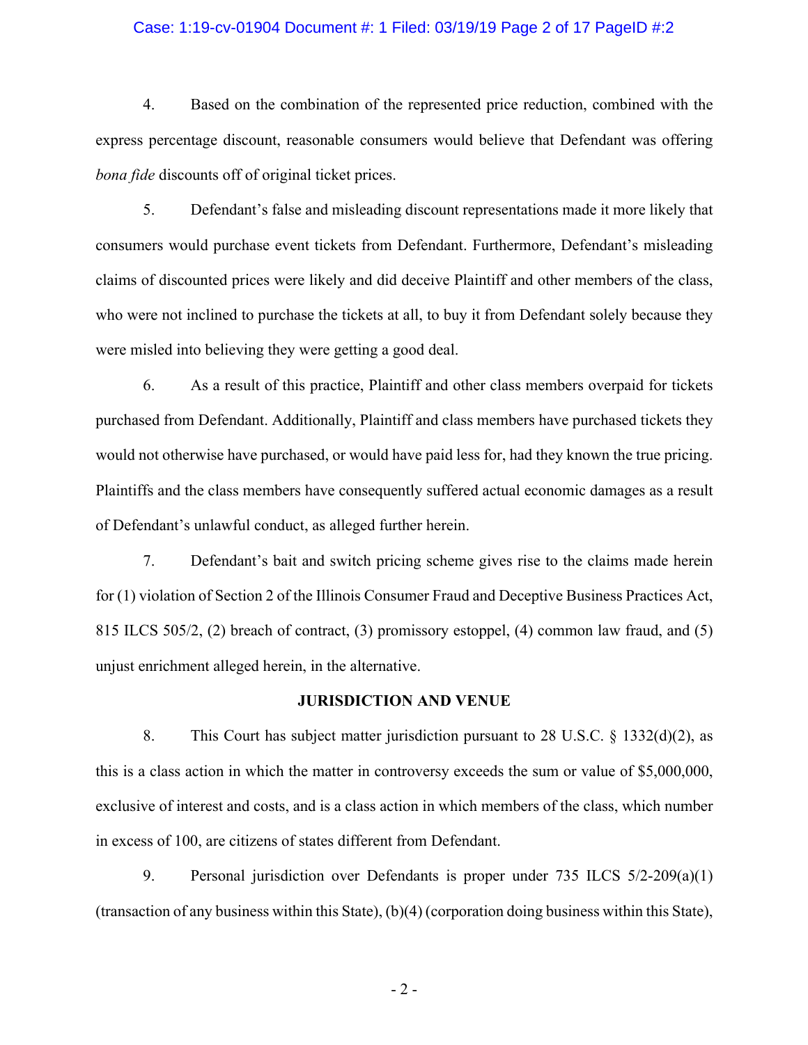4. Based on the combination of the represented price reduction, combined with the express percentage discount, reasonable consumers would believe that Defendant was offering *bona fide* discounts off of original ticket prices.

5. Defendant's false and misleading discount representations made it more likely that consumers would purchase event tickets from Defendant. Furthermore, Defendant's misleading claims of discounted prices were likely and did deceive Plaintiff and other members of the class, who were not inclined to purchase the tickets at all, to buy it from Defendant solely because they were misled into believing they were getting a good deal.

6. As a result of this practice, Plaintiff and other class members overpaid for tickets purchased from Defendant. Additionally, Plaintiff and class members have purchased tickets they would not otherwise have purchased, or would have paid less for, had they known the true pricing. Plaintiffs and the class members have consequently suffered actual economic damages as a result of Defendant's unlawful conduct, as alleged further herein.

7. Defendant's bait and switch pricing scheme gives rise to the claims made herein for (1) violation of Section 2 of the Illinois Consumer Fraud and Deceptive Business Practices Act, 815 ILCS 505/2, (2) breach of contract, (3) promissory estoppel, (4) common law fraud, and (5) unjust enrichment alleged herein, in the alternative.

## JURISDICTION AND VENUE

8. This Court has subject matter jurisdiction pursuant to 28 U.S.C. § 1332(d)(2), as this is a class action in which the matter in controversy exceeds the sum or value of $5,000,000, exclusive of interest and costs, and is a class action in which members of the class, which number in excess of 100, are citizens of states different from Defendant.

9. Personal jurisdiction over Defendants is proper under 735 ILCS 5/2-209(a)(1) (transaction of any business within this State), (b)(4) (corporation doing business within this State),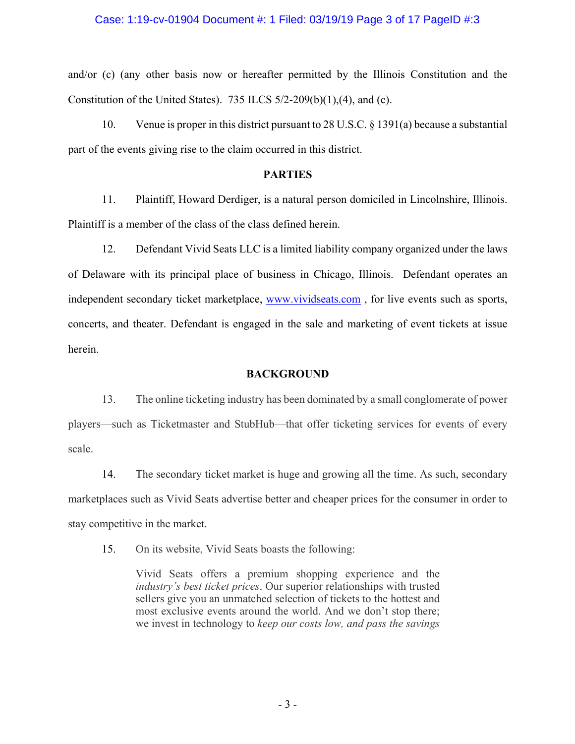and/or (c) (any other basis now or hereafter permitted by the Illinois Constitution and the Constitution of the United States). 735 ILCS 5/2-209(b)(1),(4), and (c).

10. Venue is proper in this district pursuant to 28 U.S.C. § 1391(a) because a substantial part of the events giving rise to the claim occurred in this district.

**PARTIES**

11. Plaintiff, Howard Derdiger, is a natural person domiciled in Lincolnshire, Illinois. Plaintiff is a member of the class of the class defined herein.

12. Defendant Vivid Seats LLC is a limited liability company organized under the laws of Delaware with its principal place of business in Chicago, Illinois. Defendant operates an independent secondary ticket marketplace, www.vividseats.com , for live events such as sports, concerts, and theater. Defendant is engaged in the sale and marketing of event tickets at issue herein.

**BACKGROUND**

13. The online ticketing industry has been dominated by a small conglomerate of power players—such as Ticketmaster and StubHub—that offer ticketing services for events of every scale.

14. The secondary ticket market is huge and growing all the time. As such, secondary marketplaces such as Vivid Seats advertise better and cheaper prices for the consumer in order to stay competitive in the market.

15. On its website, Vivid Seats boasts the following:

> Vivid Seats offers a premium shopping experience and the *industry's best ticket prices*. Our superior relationships with trusted sellers give you an unmatched selection of tickets to the hottest and most exclusive events around the world. And we don't stop there; we invest in technology to *keep our costs low, and pass the savings*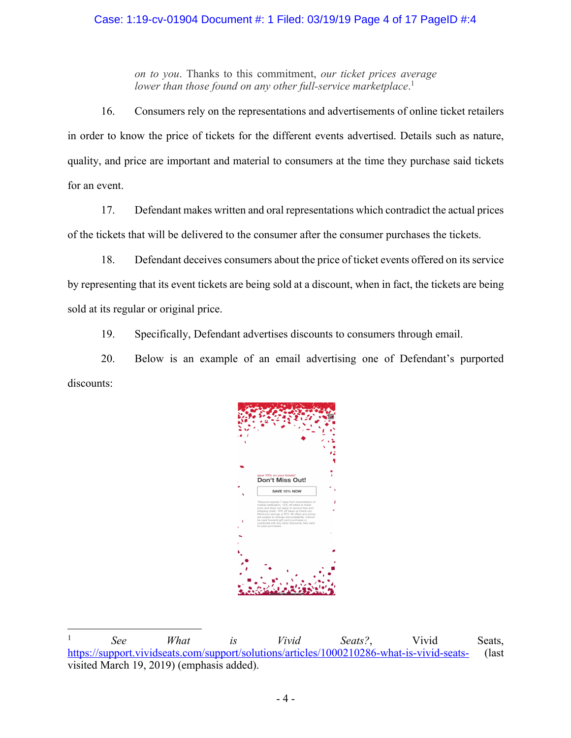> *on to you*. Thanks to this commitment, *our ticket prices average lower than those found on any other full-service marketplace*.[1]

16. Consumers rely on the representations and advertisements of online ticket retailers in order to know the price of tickets for the different events advertised. Details such as nature, quality, and price are important and material to consumers at the time they purchase said tickets for an event.

17. Defendant makes written and oral representations which contradict the actual prices of the tickets that will be delivered to the consumer after the consumer purchases the tickets.

18. Defendant deceives consumers about the price of ticket events offered on its service by representing that its event tickets are being sold at a discount, when in fact, the tickets are being sold at its regular or original price.

19. Specifically, Defendant advertises discounts to consumers through email.

20. Below is an example of an email advertising one of Defendant's purported discounts:

save 10% on your tickets*

**Don't Miss Out!**

SAVE 10% NOW

*Discount expires 7 days from transmission of mobile notification. 10% off refers to ticket price and does not apply to service fees and shipping costs. 10% off taken at check out. Maximum savings of $75. All offers and prices are subject to change and availability. Cannot be used towards gift card purchases or combined with any other discounts. Not valid for past purchases.

---

[1] *See What is Vivid Seats?*, Vivid Seats, https://support.vividseats.com/support/solutions/articles/1000210286-what-is-vivid-seats- (last visited March 19, 2019) (emphasis added).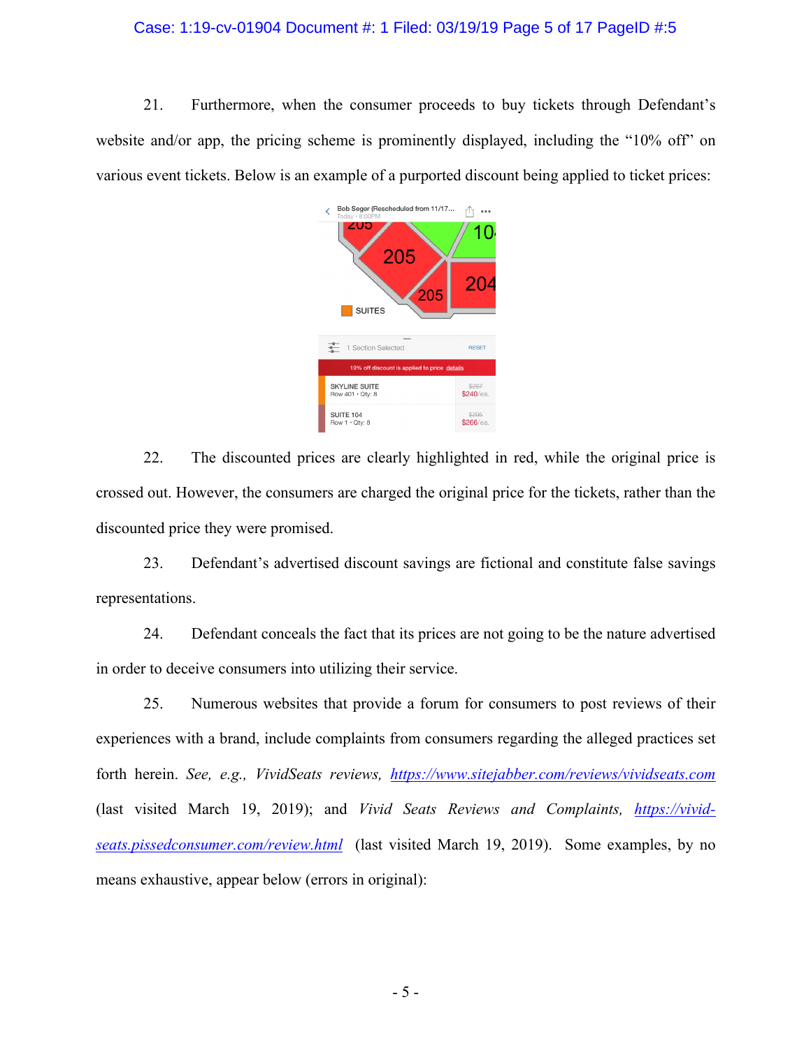21. Furthermore, when the consumer proceeds to buy tickets through Defendant's website and/or app, the pricing scheme is prominently displayed, including the "10% off" on various event tickets. Below is an example of a purported discount being applied to ticket prices:

22. The discounted prices are clearly highlighted in red, while the original price is crossed out. However, the consumers are charged the original price for the tickets, rather than the discounted price they were promised.

23. Defendant's advertised discount savings are fictional and constitute false savings representations.

24. Defendant conceals the fact that its prices are not going to be the nature advertised in order to deceive consumers into utilizing their service.

25. Numerous websites that provide a forum for consumers to post reviews of their experiences with a brand, include complaints from consumers regarding the alleged practices set forth herein. *See, e.g., VividSeats reviews*, https://www.sitejabber.com/reviews/vividseats.com (last visited March 19, 2019); and *Vivid Seats Reviews and Complaints*, https://vivid-seats.pissedconsumer.com/review.html (last visited March 19, 2019). Some examples, by no means exhaustive, appear below (errors in original):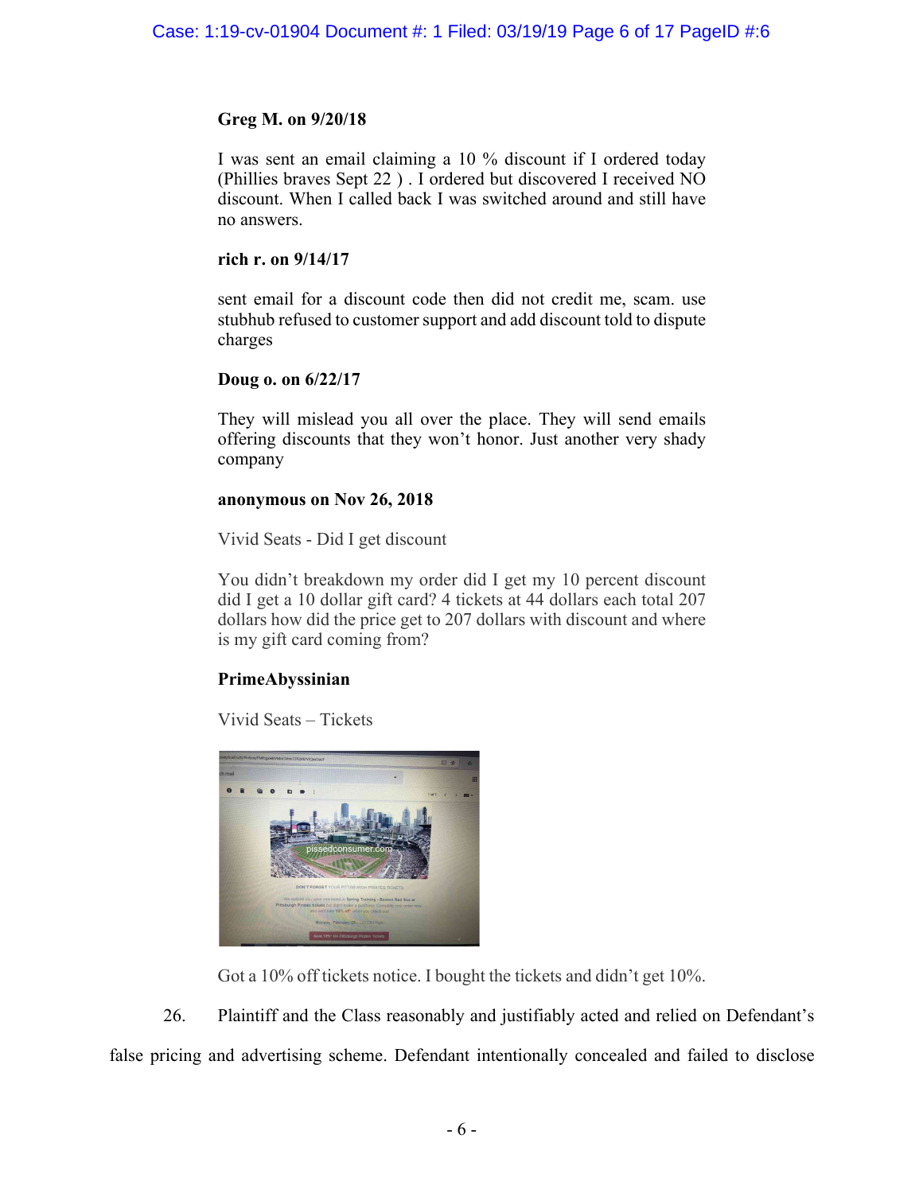**Greg M. on 9/20/18**

I was sent an email claiming a 10 % discount if I ordered today (Phillies braves Sept 22 ) . I ordered but discovered I received NO discount. When I called back I was switched around and still have no answers.

**rich r. on 9/14/17**

sent email for a discount code then did not credit me, scam. use stubhub refused to customer support and add discount told to dispute charges

**Doug o. on 6/22/17**

They will mislead you all over the place. They will send emails offering discounts that they won't honor. Just another very shady company

**anonymous on Nov 26, 2018**

Vivid Seats - Did I get discount

You didn't breakdown my order did I get my 10 percent discount did I get a 10 dollar gift card? 4 tickets at 44 dollars each total 207 dollars how did the price get to 207 dollars with discount and where is my gift card coming from?

**PrimeAbyssinian**

Vivid Seats – Tickets

Got a 10% off tickets notice. I bought the tickets and didn't get 10%.

26. Plaintiff and the Class reasonably and justifiably acted and relied on Defendant's false pricing and advertising scheme. Defendant intentionally concealed and failed to disclose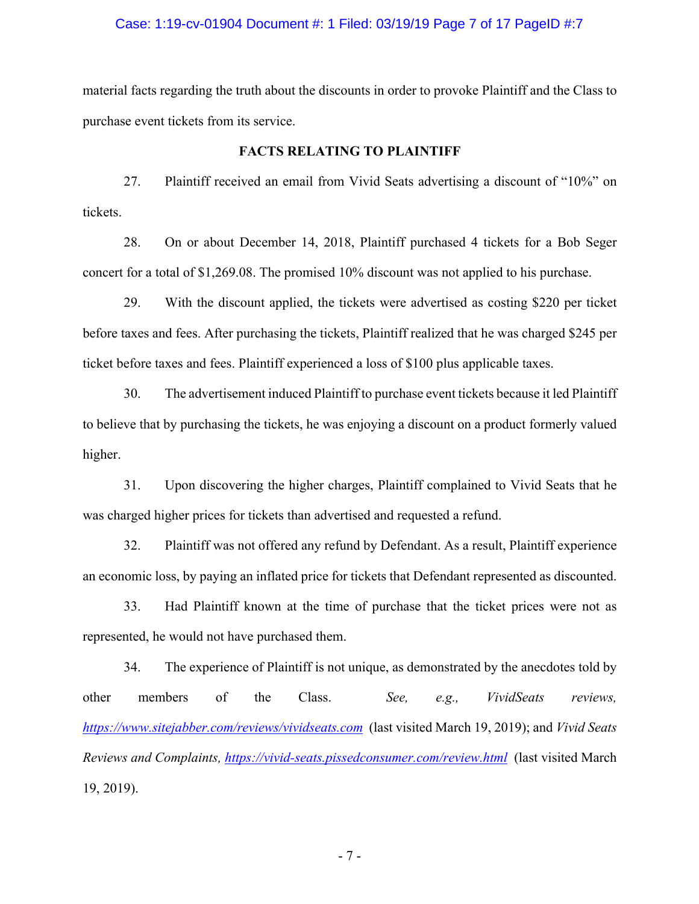material facts regarding the truth about the discounts in order to provoke Plaintiff and the Class to purchase event tickets from its service.

## FACTS RELATING TO PLAINTIFF

27. Plaintiff received an email from Vivid Seats advertising a discount of "10%" on tickets.

28. On or about December 14, 2018, Plaintiff purchased 4 tickets for a Bob Seger concert for a total of $1,269.08. The promised 10% discount was not applied to his purchase.

29. With the discount applied, the tickets were advertised as costing $220 per ticket before taxes and fees. After purchasing the tickets, Plaintiff realized that he was charged $245 per ticket before taxes and fees. Plaintiff experienced a loss of $100 plus applicable taxes.

30. The advertisement induced Plaintiff to purchase event tickets because it led Plaintiff to believe that by purchasing the tickets, he was enjoying a discount on a product formerly valued higher.

31. Upon discovering the higher charges, Plaintiff complained to Vivid Seats that he was charged higher prices for tickets than advertised and requested a refund.

32. Plaintiff was not offered any refund by Defendant. As a result, Plaintiff experience an economic loss, by paying an inflated price for tickets that Defendant represented as discounted.

33. Had Plaintiff known at the time of purchase that the ticket prices were not as represented, he would not have purchased them.

34. The experience of Plaintiff is not unique, as demonstrated by the anecdotes told by other members of the Class. *See, e.g., VividSeats reviews,* https://www.sitejabber.com/reviews/vividseats.com (last visited March 19, 2019); and *Vivid Seats Reviews and Complaints,* https://vivid-seats.pissedconsumer.com/review.html (last visited March 19, 2019).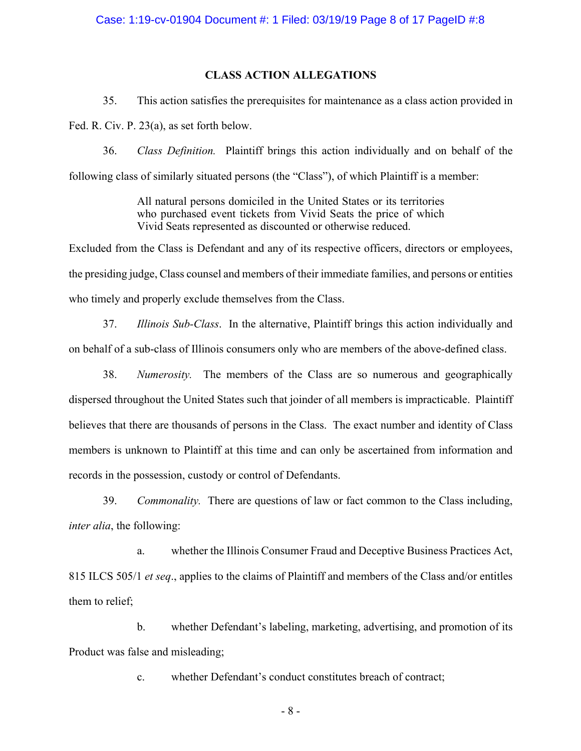## CLASS ACTION ALLEGATIONS

35. This action satisfies the prerequisites for maintenance as a class action provided in Fed. R. Civ. P. 23(a), as set forth below.

36. *Class Definition.* Plaintiff brings this action individually and on behalf of the following class of similarly situated persons (the "Class"), of which Plaintiff is a member:

> All natural persons domiciled in the United States or its territories who purchased event tickets from Vivid Seats the price of which Vivid Seats represented as discounted or otherwise reduced.

Excluded from the Class is Defendant and any of its respective officers, directors or employees, the presiding judge, Class counsel and members of their immediate families, and persons or entities who timely and properly exclude themselves from the Class.

37. *Illinois Sub-Class*. In the alternative, Plaintiff brings this action individually and on behalf of a sub-class of Illinois consumers only who are members of the above-defined class.

38. *Numerosity.* The members of the Class are so numerous and geographically dispersed throughout the United States such that joinder of all members is impracticable. Plaintiff believes that there are thousands of persons in the Class. The exact number and identity of Class members is unknown to Plaintiff at this time and can only be ascertained from information and records in the possession, custody or control of Defendants.

39. *Commonality.* There are questions of law or fact common to the Class including, *inter alia*, the following:

a. whether the Illinois Consumer Fraud and Deceptive Business Practices Act, 815 ILCS 505/1 *et seq*., applies to the claims of Plaintiff and members of the Class and/or entitles them to relief;

b. whether Defendant's labeling, marketing, advertising, and promotion of its Product was false and misleading;

c. whether Defendant's conduct constitutes breach of contract;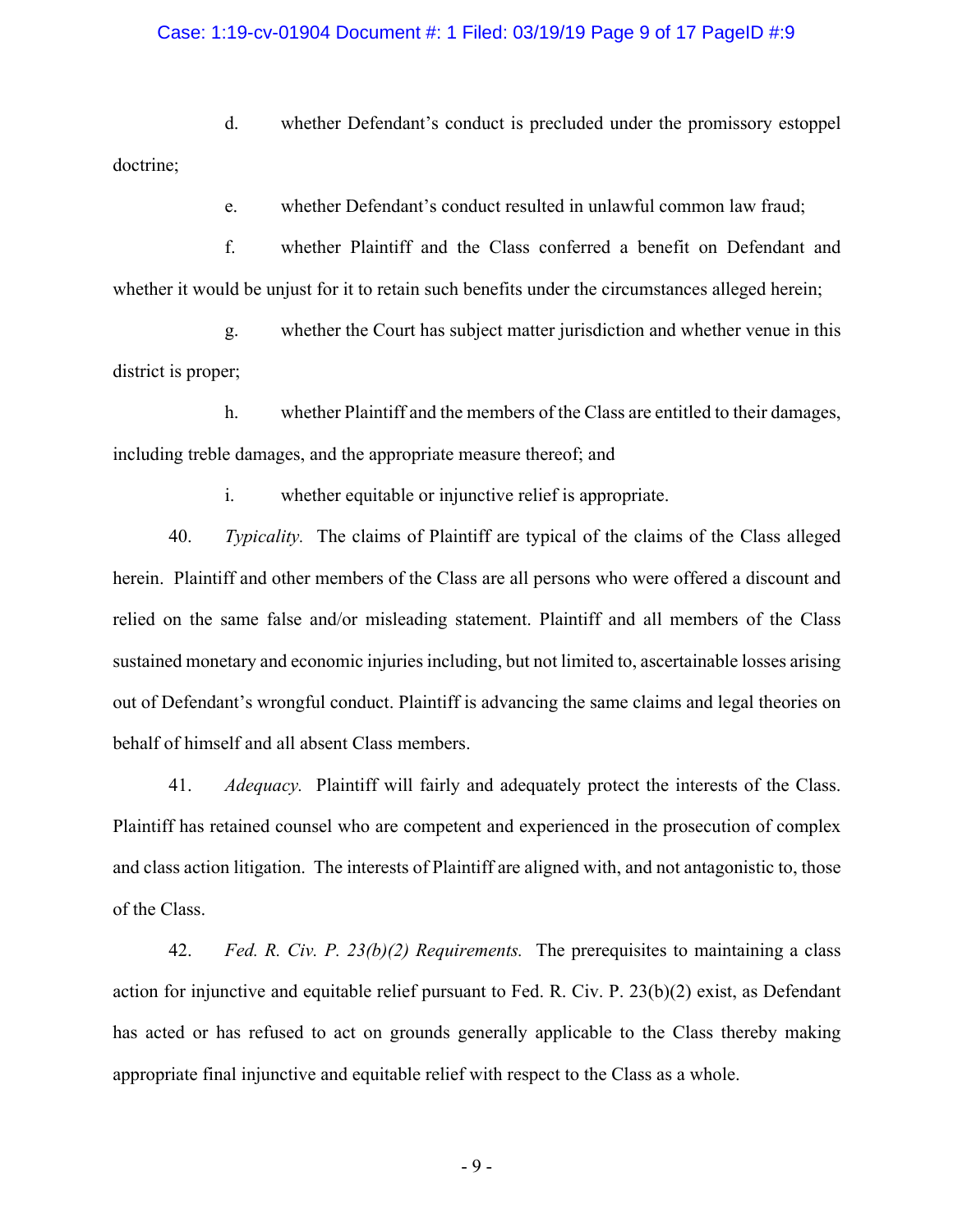d. whether Defendant's conduct is precluded under the promissory estoppel doctrine;

e. whether Defendant's conduct resulted in unlawful common law fraud;

f. whether Plaintiff and the Class conferred a benefit on Defendant and whether it would be unjust for it to retain such benefits under the circumstances alleged herein;

g. whether the Court has subject matter jurisdiction and whether venue in this district is proper;

h. whether Plaintiff and the members of the Class are entitled to their damages, including treble damages, and the appropriate measure thereof; and

i. whether equitable or injunctive relief is appropriate.

40. *Typicality.* The claims of Plaintiff are typical of the claims of the Class alleged herein. Plaintiff and other members of the Class are all persons who were offered a discount and relied on the same false and/or misleading statement. Plaintiff and all members of the Class sustained monetary and economic injuries including, but not limited to, ascertainable losses arising out of Defendant's wrongful conduct. Plaintiff is advancing the same claims and legal theories on behalf of himself and all absent Class members.

41. *Adequacy.* Plaintiff will fairly and adequately protect the interests of the Class. Plaintiff has retained counsel who are competent and experienced in the prosecution of complex and class action litigation. The interests of Plaintiff are aligned with, and not antagonistic to, those of the Class.

42. *Fed. R. Civ. P. 23(b)(2) Requirements.* The prerequisites to maintaining a class action for injunctive and equitable relief pursuant to Fed. R. Civ. P. 23(b)(2) exist, as Defendant has acted or has refused to act on grounds generally applicable to the Class thereby making appropriate final injunctive and equitable relief with respect to the Class as a whole.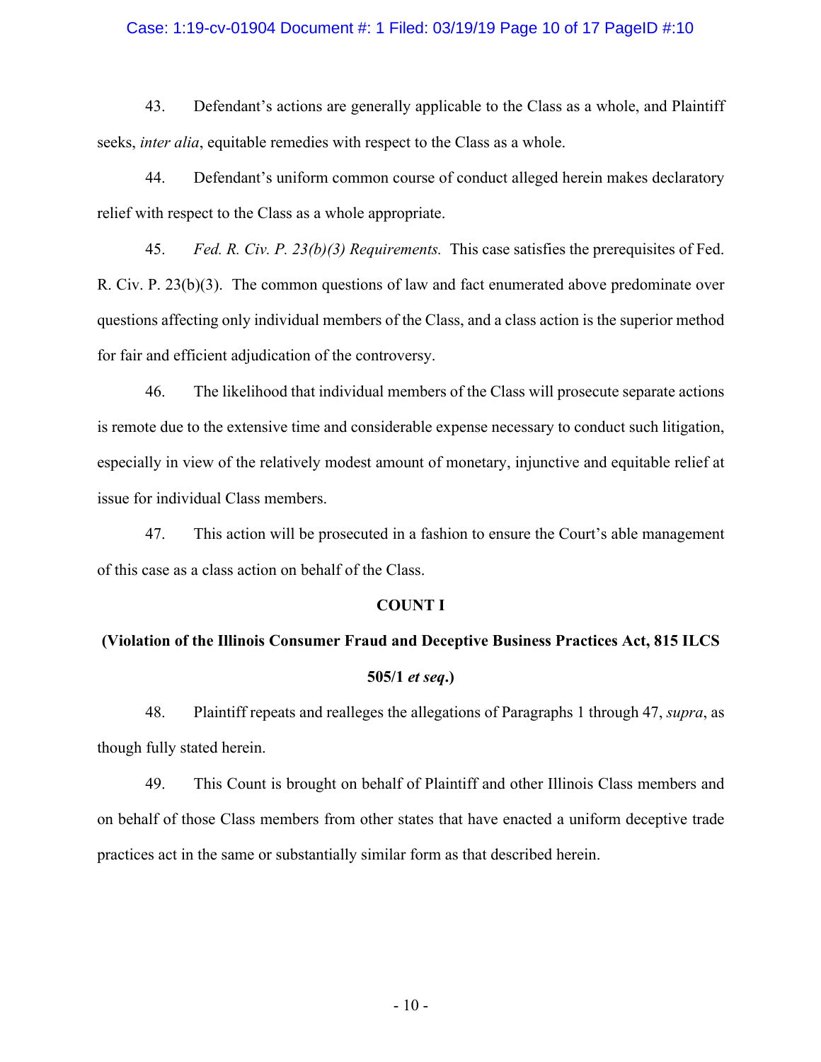43. Defendant's actions are generally applicable to the Class as a whole, and Plaintiff seeks, *inter alia*, equitable remedies with respect to the Class as a whole.

44. Defendant's uniform common course of conduct alleged herein makes declaratory relief with respect to the Class as a whole appropriate.

45. *Fed. R. Civ. P. 23(b)(3) Requirements.* This case satisfies the prerequisites of Fed. R. Civ. P. 23(b)(3). The common questions of law and fact enumerated above predominate over questions affecting only individual members of the Class, and a class action is the superior method for fair and efficient adjudication of the controversy.

46. The likelihood that individual members of the Class will prosecute separate actions is remote due to the extensive time and considerable expense necessary to conduct such litigation, especially in view of the relatively modest amount of monetary, injunctive and equitable relief at issue for individual Class members.

47. This action will be prosecuted in a fashion to ensure the Court's able management of this case as a class action on behalf of the Class.

**COUNT I**

**(Violation of the Illinois Consumer Fraud and Deceptive Business Practices Act, 815 ILCS 505/1 *et seq*.)**

48. Plaintiff repeats and realleges the allegations of Paragraphs 1 through 47, *supra*, as though fully stated herein.

49. This Count is brought on behalf of Plaintiff and other Illinois Class members and on behalf of those Class members from other states that have enacted a uniform deceptive trade practices act in the same or substantially similar form as that described herein.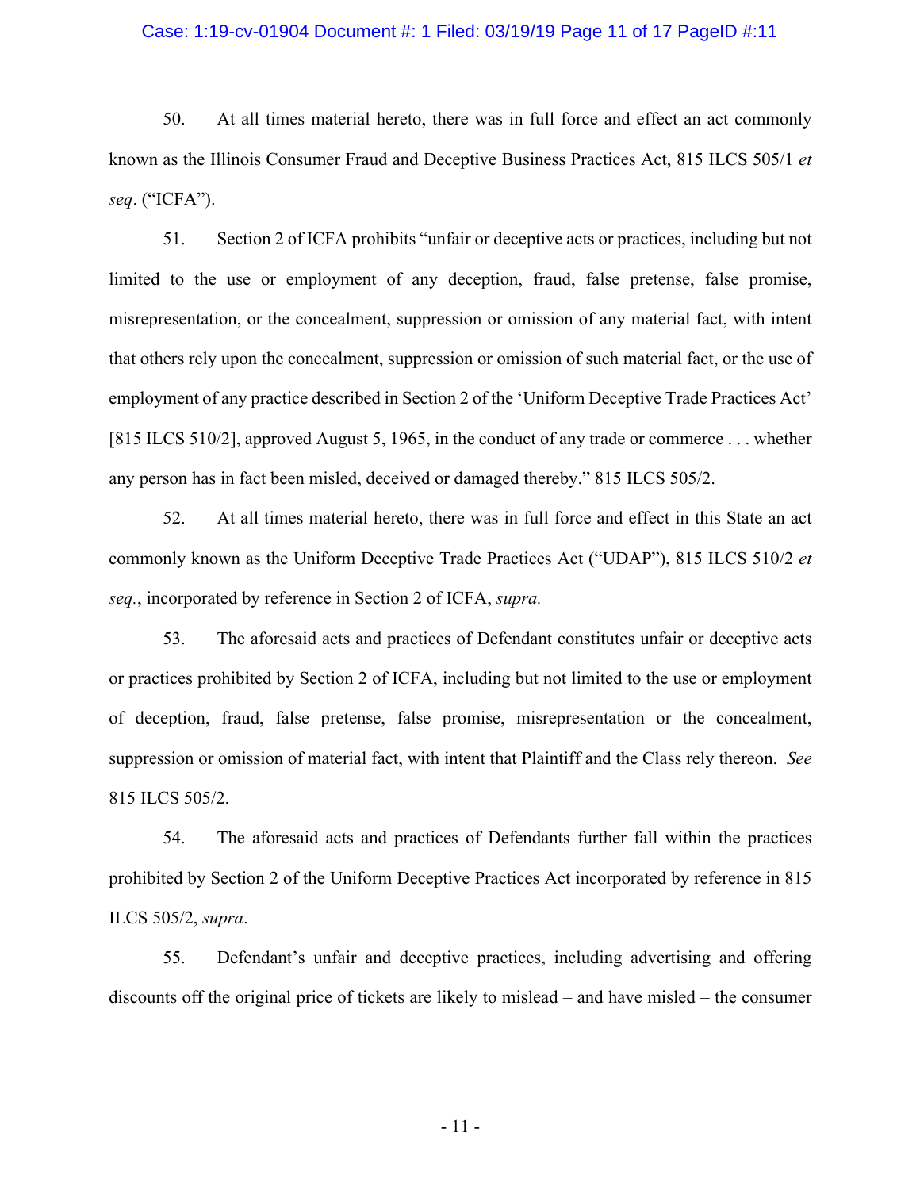50. At all times material hereto, there was in full force and effect an act commonly known as the Illinois Consumer Fraud and Deceptive Business Practices Act, 815 ILCS 505/1 *et seq*. ("ICFA").

51. Section 2 of ICFA prohibits "unfair or deceptive acts or practices, including but not limited to the use or employment of any deception, fraud, false pretense, false promise, misrepresentation, or the concealment, suppression or omission of any material fact, with intent that others rely upon the concealment, suppression or omission of such material fact, or the use of employment of any practice described in Section 2 of the 'Uniform Deceptive Trade Practices Act' [815 ILCS 510/2], approved August 5, 1965, in the conduct of any trade or commerce . . . whether any person has in fact been misled, deceived or damaged thereby." 815 ILCS 505/2.

52. At all times material hereto, there was in full force and effect in this State an act commonly known as the Uniform Deceptive Trade Practices Act ("UDAP"), 815 ILCS 510/2 *et seq.*, incorporated by reference in Section 2 of ICFA, *supra.*

53. The aforesaid acts and practices of Defendant constitutes unfair or deceptive acts or practices prohibited by Section 2 of ICFA, including but not limited to the use or employment of deception, fraud, false pretense, false promise, misrepresentation or the concealment, suppression or omission of material fact, with intent that Plaintiff and the Class rely thereon. *See* 815 ILCS 505/2.

54. The aforesaid acts and practices of Defendants further fall within the practices prohibited by Section 2 of the Uniform Deceptive Practices Act incorporated by reference in 815 ILCS 505/2, *supra*.

55. Defendant's unfair and deceptive practices, including advertising and offering discounts off the original price of tickets are likely to mislead – and have misled – the consumer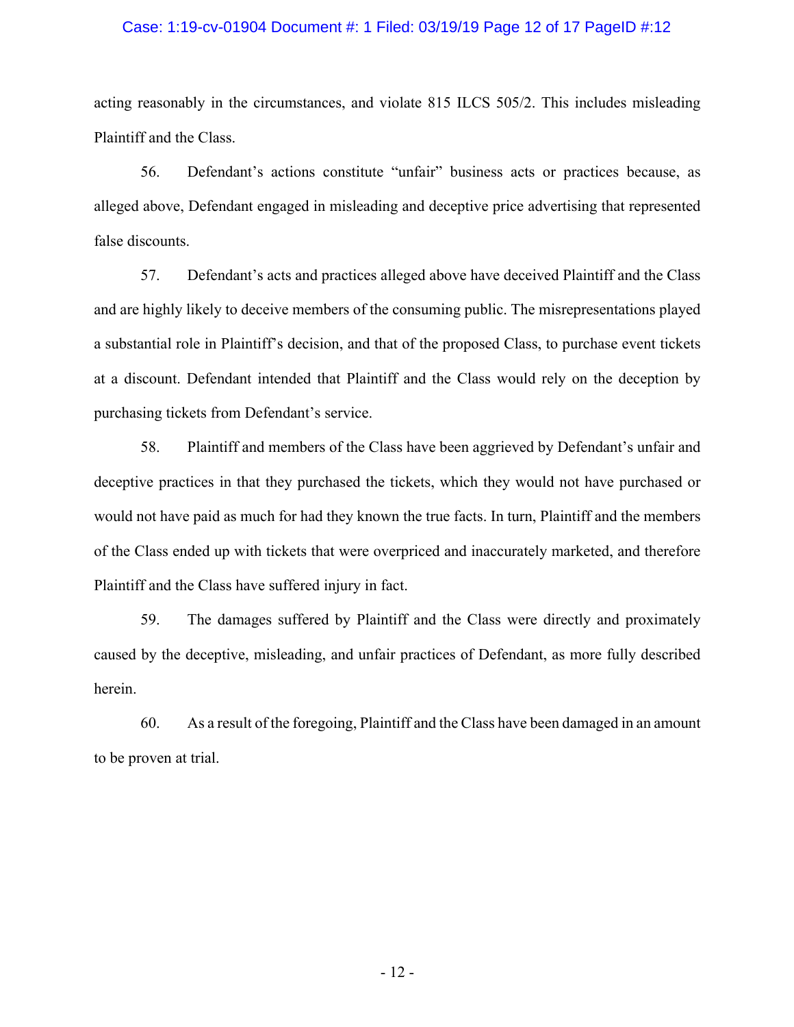acting reasonably in the circumstances, and violate 815 ILCS 505/2. This includes misleading Plaintiff and the Class.

56. Defendant's actions constitute "unfair" business acts or practices because, as alleged above, Defendant engaged in misleading and deceptive price advertising that represented false discounts.

57. Defendant's acts and practices alleged above have deceived Plaintiff and the Class and are highly likely to deceive members of the consuming public. The misrepresentations played a substantial role in Plaintiff's decision, and that of the proposed Class, to purchase event tickets at a discount. Defendant intended that Plaintiff and the Class would rely on the deception by purchasing tickets from Defendant's service.

58. Plaintiff and members of the Class have been aggrieved by Defendant's unfair and deceptive practices in that they purchased the tickets, which they would not have purchased or would not have paid as much for had they known the true facts. In turn, Plaintiff and the members of the Class ended up with tickets that were overpriced and inaccurately marketed, and therefore Plaintiff and the Class have suffered injury in fact.

59. The damages suffered by Plaintiff and the Class were directly and proximately caused by the deceptive, misleading, and unfair practices of Defendant, as more fully described herein.

60. As a result of the foregoing, Plaintiff and the Class have been damaged in an amount to be proven at trial.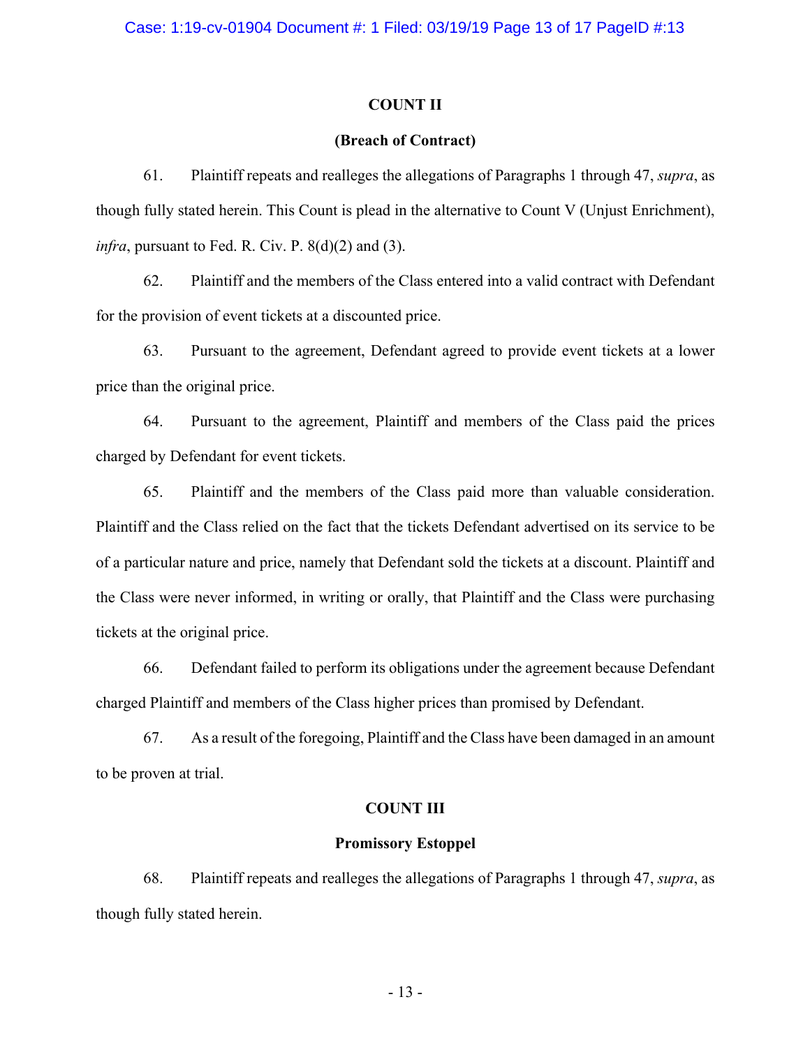**COUNT II**

**(Breach of Contract)**

61. Plaintiff repeats and realleges the allegations of Paragraphs 1 through 47, *supra*, as though fully stated herein. This Count is plead in the alternative to Count V (Unjust Enrichment), *infra*, pursuant to Fed. R. Civ. P. 8(d)(2) and (3).

62. Plaintiff and the members of the Class entered into a valid contract with Defendant for the provision of event tickets at a discounted price.

63. Pursuant to the agreement, Defendant agreed to provide event tickets at a lower price than the original price.

64. Pursuant to the agreement, Plaintiff and members of the Class paid the prices charged by Defendant for event tickets.

65. Plaintiff and the members of the Class paid more than valuable consideration. Plaintiff and the Class relied on the fact that the tickets Defendant advertised on its service to be of a particular nature and price, namely that Defendant sold the tickets at a discount. Plaintiff and the Class were never informed, in writing or orally, that Plaintiff and the Class were purchasing tickets at the original price.

66. Defendant failed to perform its obligations under the agreement because Defendant charged Plaintiff and members of the Class higher prices than promised by Defendant.

67. As a result of the foregoing, Plaintiff and the Class have been damaged in an amount to be proven at trial.

**COUNT III**

**Promissory Estoppel**

68. Plaintiff repeats and realleges the allegations of Paragraphs 1 through 47, *supra*, as though fully stated herein.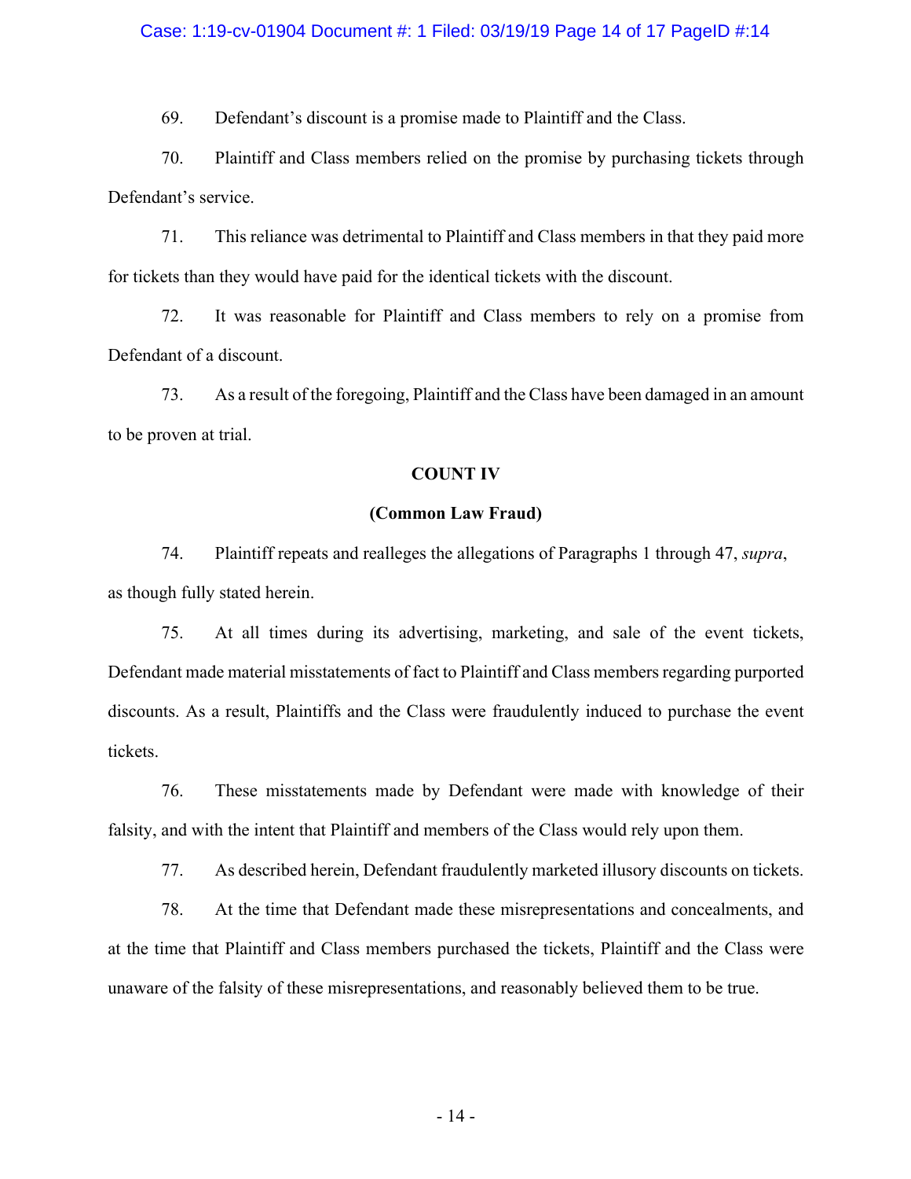69. Defendant's discount is a promise made to Plaintiff and the Class.

70. Plaintiff and Class members relied on the promise by purchasing tickets through Defendant's service.

71. This reliance was detrimental to Plaintiff and Class members in that they paid more for tickets than they would have paid for the identical tickets with the discount.

72. It was reasonable for Plaintiff and Class members to rely on a promise from Defendant of a discount.

73. As a result of the foregoing, Plaintiff and the Class have been damaged in an amount to be proven at trial.

**COUNT IV**

**(Common Law Fraud)**

74. Plaintiff repeats and realleges the allegations of Paragraphs 1 through 47, *supra*, as though fully stated herein.

75. At all times during its advertising, marketing, and sale of the event tickets, Defendant made material misstatements of fact to Plaintiff and Class members regarding purported discounts. As a result, Plaintiffs and the Class were fraudulently induced to purchase the event tickets.

76. These misstatements made by Defendant were made with knowledge of their falsity, and with the intent that Plaintiff and members of the Class would rely upon them.

77. As described herein, Defendant fraudulently marketed illusory discounts on tickets.

78. At the time that Defendant made these misrepresentations and concealments, and at the time that Plaintiff and Class members purchased the tickets, Plaintiff and the Class were unaware of the falsity of these misrepresentations, and reasonably believed them to be true.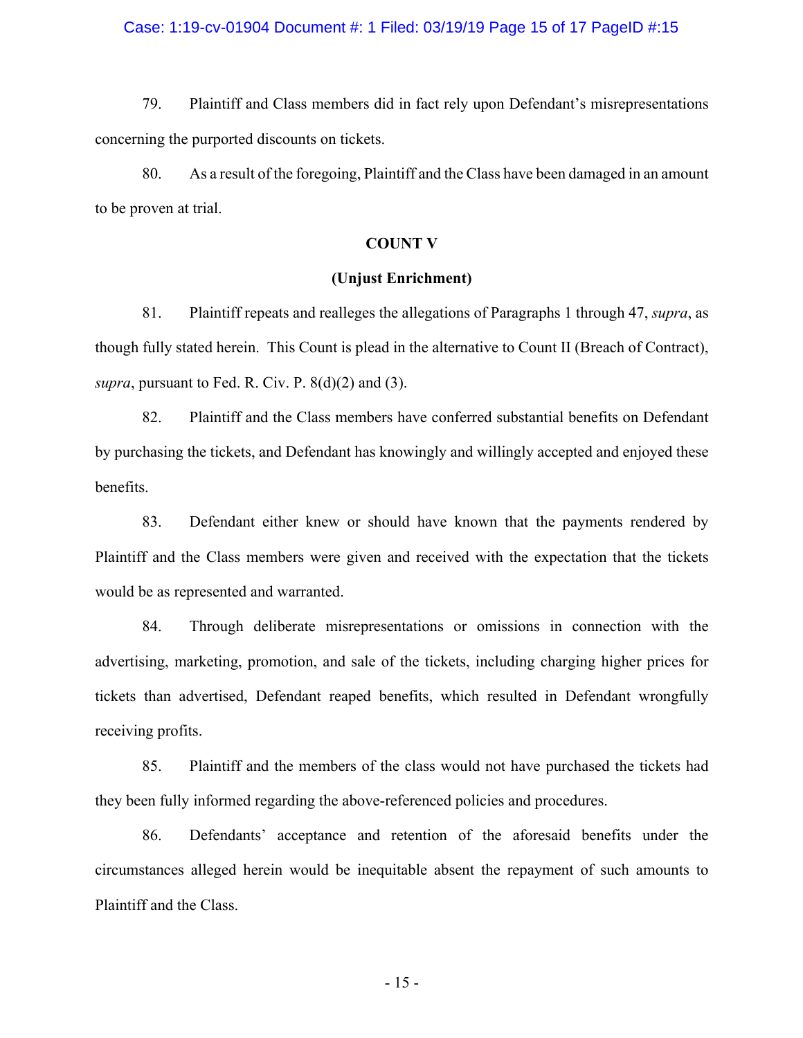79. Plaintiff and Class members did in fact rely upon Defendant's misrepresentations concerning the purported discounts on tickets.

80. As a result of the foregoing, Plaintiff and the Class have been damaged in an amount to be proven at trial.

**COUNT V**

**(Unjust Enrichment)**

81. Plaintiff repeats and realleges the allegations of Paragraphs 1 through 47, *supra*, as though fully stated herein. This Count is plead in the alternative to Count II (Breach of Contract), *supra*, pursuant to Fed. R. Civ. P. 8(d)(2) and (3).

82. Plaintiff and the Class members have conferred substantial benefits on Defendant by purchasing the tickets, and Defendant has knowingly and willingly accepted and enjoyed these benefits.

83. Defendant either knew or should have known that the payments rendered by Plaintiff and the Class members were given and received with the expectation that the tickets would be as represented and warranted.

84. Through deliberate misrepresentations or omissions in connection with the advertising, marketing, promotion, and sale of the tickets, including charging higher prices for tickets than advertised, Defendant reaped benefits, which resulted in Defendant wrongfully receiving profits.

85. Plaintiff and the members of the class would not have purchased the tickets had they been fully informed regarding the above-referenced policies and procedures.

86. Defendants' acceptance and retention of the aforesaid benefits under the circumstances alleged herein would be inequitable absent the repayment of such amounts to Plaintiff and the Class.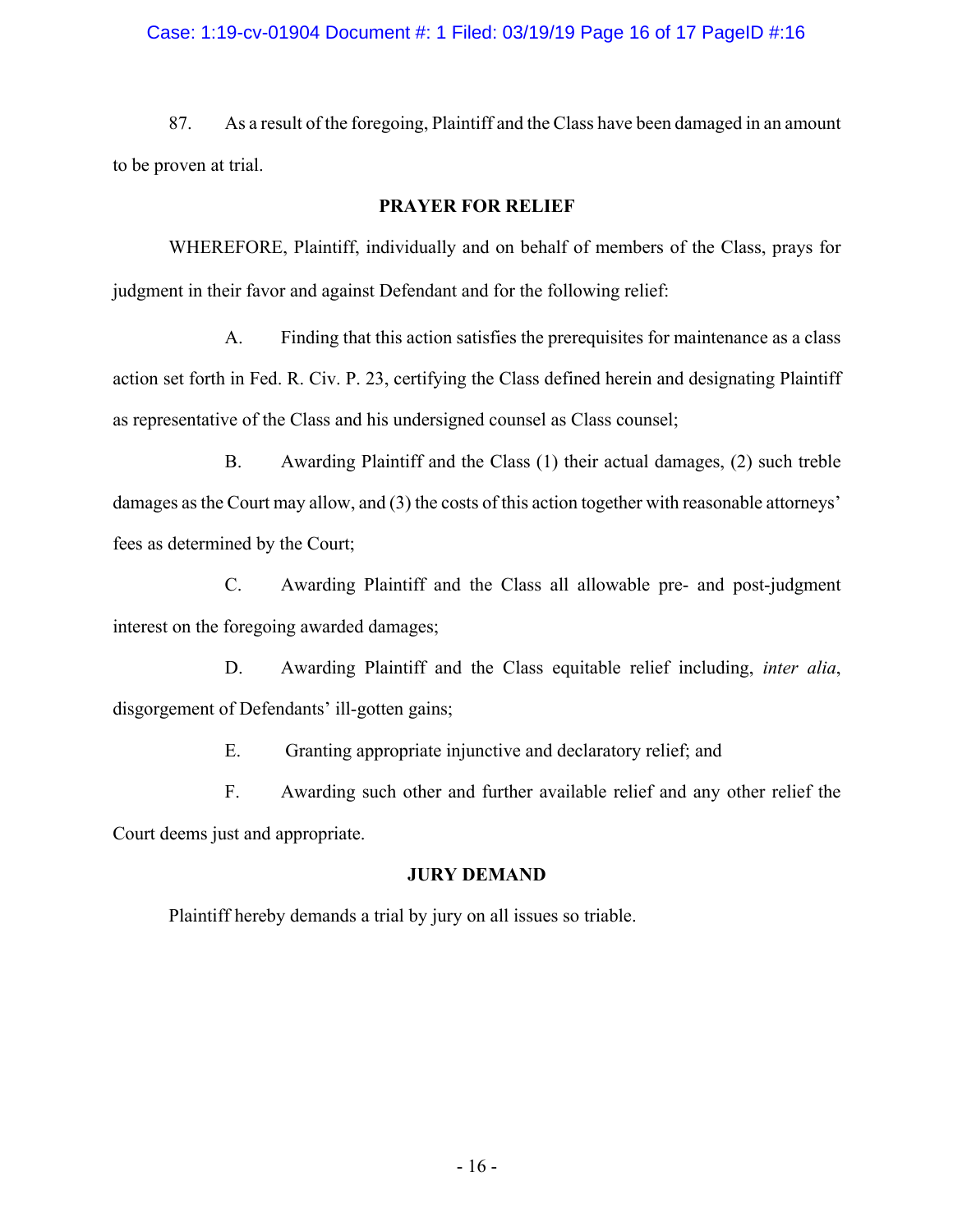87. As a result of the foregoing, Plaintiff and the Class have been damaged in an amount to be proven at trial.

## PRAYER FOR RELIEF

WHEREFORE, Plaintiff, individually and on behalf of members of the Class, prays for judgment in their favor and against Defendant and for the following relief:

A. Finding that this action satisfies the prerequisites for maintenance as a class action set forth in Fed. R. Civ. P. 23, certifying the Class defined herein and designating Plaintiff as representative of the Class and his undersigned counsel as Class counsel;

B. Awarding Plaintiff and the Class (1) their actual damages, (2) such treble damages as the Court may allow, and (3) the costs of this action together with reasonable attorneys' fees as determined by the Court;

C. Awarding Plaintiff and the Class all allowable pre- and post-judgment interest on the foregoing awarded damages;

D. Awarding Plaintiff and the Class equitable relief including, *inter alia*, disgorgement of Defendants' ill-gotten gains;

E. Granting appropriate injunctive and declaratory relief; and

F. Awarding such other and further available relief and any other relief the Court deems just and appropriate.

## JURY DEMAND

Plaintiff hereby demands a trial by jury on all issues so triable.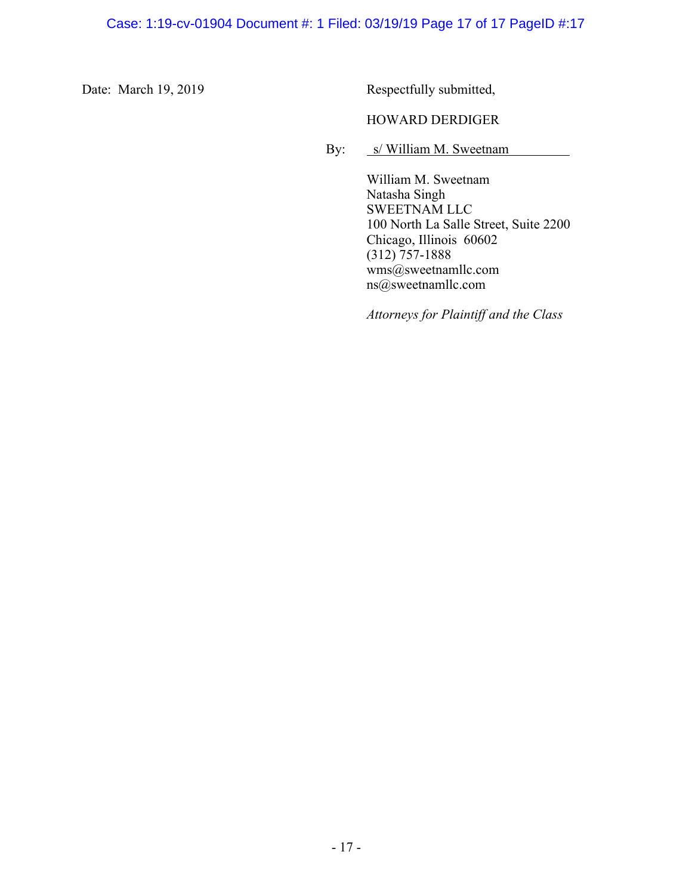Date: March 19, 2019

Respectfully submitted,

HOWARD DERDIGER

By: s/ William M. Sweetnam

William M. Sweetnam
Natasha Singh
SWEETNAM LLC
100 North La Salle Street, Suite 2200
Chicago, Illinois 60602
(312) 757-1888
wms@sweetnamllc.com
ns@sweetnamllc.com

*Attorneys for Plaintiff and the Class*